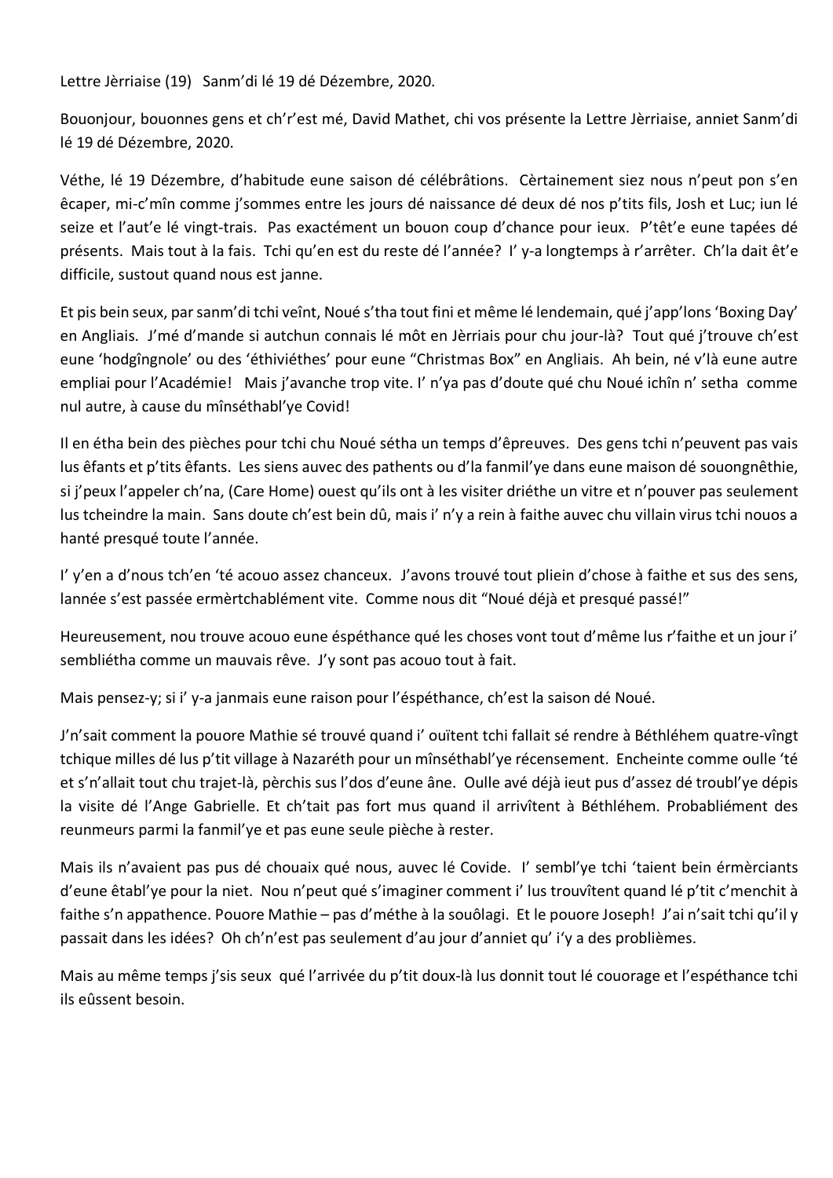Lettre Jèrriaise (19)   Sanm'di lé 19 dé Dézembre, 2020.

Bouonjour, bouonnes gens et ch'r'est mé, David Mathet, chi vos présente la Lettre Jèrriaise, anniet Sanm'di lé 19 dé Dézembre, 2020.

Véthe, lé 19 Dézembre, d'habitude eune saison dé célébrâtions. Cèrtainement siez nous n'peut pon s'en êcaper, mi-c'mîn comme j'sommes entre les jours dé naissance dé deux dé nos p'tits fils, Josh et Luc; iun lé seize et l'aut'e lé vingt-trais. Pas exactément un bouon coup d'chance pour ieux. P'têt'e eune tapées dé présents. Mais tout à la fais. Tchi qu'en est du reste dé l'année? I' y-a longtemps à r'arrêter. Ch'la dait êt'e difficile, sustout quand nous est janne.

Et pis bein seux, par sanm'di tchi veînt, Noué s'tha tout fini et même lé lendemain, qué j'app'lons 'Boxing Day' en Angliais. J'mé d'mande si autchun connais lé môt en Jèrriais pour chu jour-là? Tout qué j'trouve ch'est eune 'hodgîngnole' ou des 'éthiviéthes' pour eune "Christmas Box" en Angliais. Ah bein, né v'là eune autre empliai pour l'Académie! Mais j'avanche trop vite. I' n'ya pas d'doute qué chu Noué ichîn n' setha comme nul autre, à cause du mînsêthabl'ye Covid!

Il en étha bein des pièches pour tchi chu Noué sétha un temps d'êpreuves. Des gens tchi n'peuvent pas vais lus êfants et p'tits êfants. Les siens auvec des pathents ou d'la fanmil'ye dans eune maison dé souongnêthie, si j'peux l'appeler ch'na, (Care Home) ouest qu'ils ont à les visiter driéthe un vitre et n'pouver pas seulement lus tcheindre la main. Sans doute ch'est bein dû, mais i' n'y a rein à faithe auvec chu villain virus tchi nouos a hanté presqué toute l'année.

I' y'en a d'nous tch'en 'té acouo assez chanceux. J'avons trouvé tout pliein d'chose à faithe et sus des sens, lannée s'est passée ermèrtchablément vite. Comme nous dit "Noué déjà et presqué passé!"

Heureusement, nou trouve acouo eune éspéthance qué les choses vont tout d'même lus r'faithe et un jour i' sembliétha comme un mauvais rêve. J'y sont pas acouo tout à fait.

Mais pensez-y; si i' y-a janmais eune raison pour l'éspéthance, ch'est la saison dé Noué.

J'n'sait comment la pouore Mathie sé trouvé quand i' ouïtent tchi fallait sé rendre à Béthléhem quatre-vîngt tchique milles dé lus p'tit village à Nazaréth pour un mînsêthabl'ye récensement. Encheinte comme oulle 'té et s'n'allait tout chu trajet-là, pèrchis sus l'dos d'eune âne. Oulle avé déjà ieut pus d'assez dé troubl'ye dépis la visite dé l'Ange Gabrielle. Et ch'tait pas fort mus quand il arrivîtent à Béthléhem. Probabliément des reunmeurs parmi la fanmil'ye et pas eune seule pièche à rester.

Mais ils n'avaient pas pus dé chouaix qué nous, auvec lé Covide. I' sembl'ye tchi 'taient bein érmèrciants d'eune êtabl'ye pour la niet. Nou n'peut qué s'imaginer comment i' lus trouvîtent quand lé p'tit c'menchit à faithe s'n appathence. Pouore Mathie – pas d'méthe à la souôlagi. Et le pouore Joseph! J'ai n'sait tchi qu'il y passait dans les idées? Oh ch'n'est pas seulement d'au jour d'anniet qu' i'y a des problièmes.

Mais au même temps j'sis seux qué l'arrivée du p'tit doux-là lus donnit tout lé couorage et l'espéthance tchi ils eûssent besoin.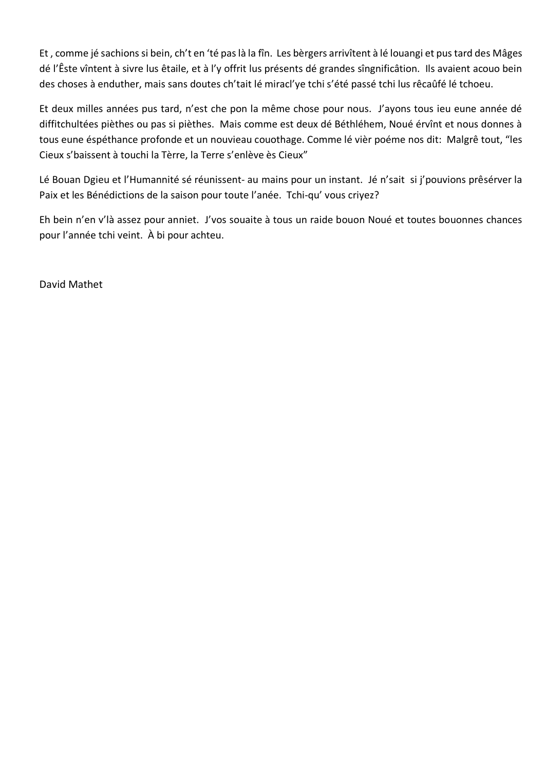Et , comme jé sachions si bein, ch't en 'té pas là la fîn. Les bèrgers arrivîtent à lé louangi et pus tard des Mâges dé l'Êste vîntent à sivre lus êtaile, et à l'y offrit lus présents dé grandes sîngnificâtion. Ils avaient acouo bein des choses à enduther, mais sans doutes ch'tait lé miracl'ye tchi s'été passé tchi lus rêcaûfé lé tchoeu.

Et deux milles années pus tard, n'est che pon la même chose pour nous. J'ayons tous ieu eune année dé diffitchultées pièthes ou pas si pièthes. Mais comme est deux dé Béthléhem, Noué érvînt et nous donnes à tous eune éspéthance profonde et un nouvieau couothage. Comme lé vièr poéme nos dit: Malgrê tout, "les Cieux s'baissent à touchi la Tèrre, la Terre s'enlève ès Cieux"

Lé Bouan Dgieu et l'Humannité sé réunissent- au mains pour un instant. Jé n'sait si j'pouvions prêsérver la Paix et les Bénédictions de la saison pour toute l'anée. Tchi-qu' vous criyez?

Eh bein n'en v'là assez pour anniet. J'vos souaite à tous un raide bouon Noué et toutes bouonnes chances pour l'année tchi veint. À bi pour achteu.

David Mathet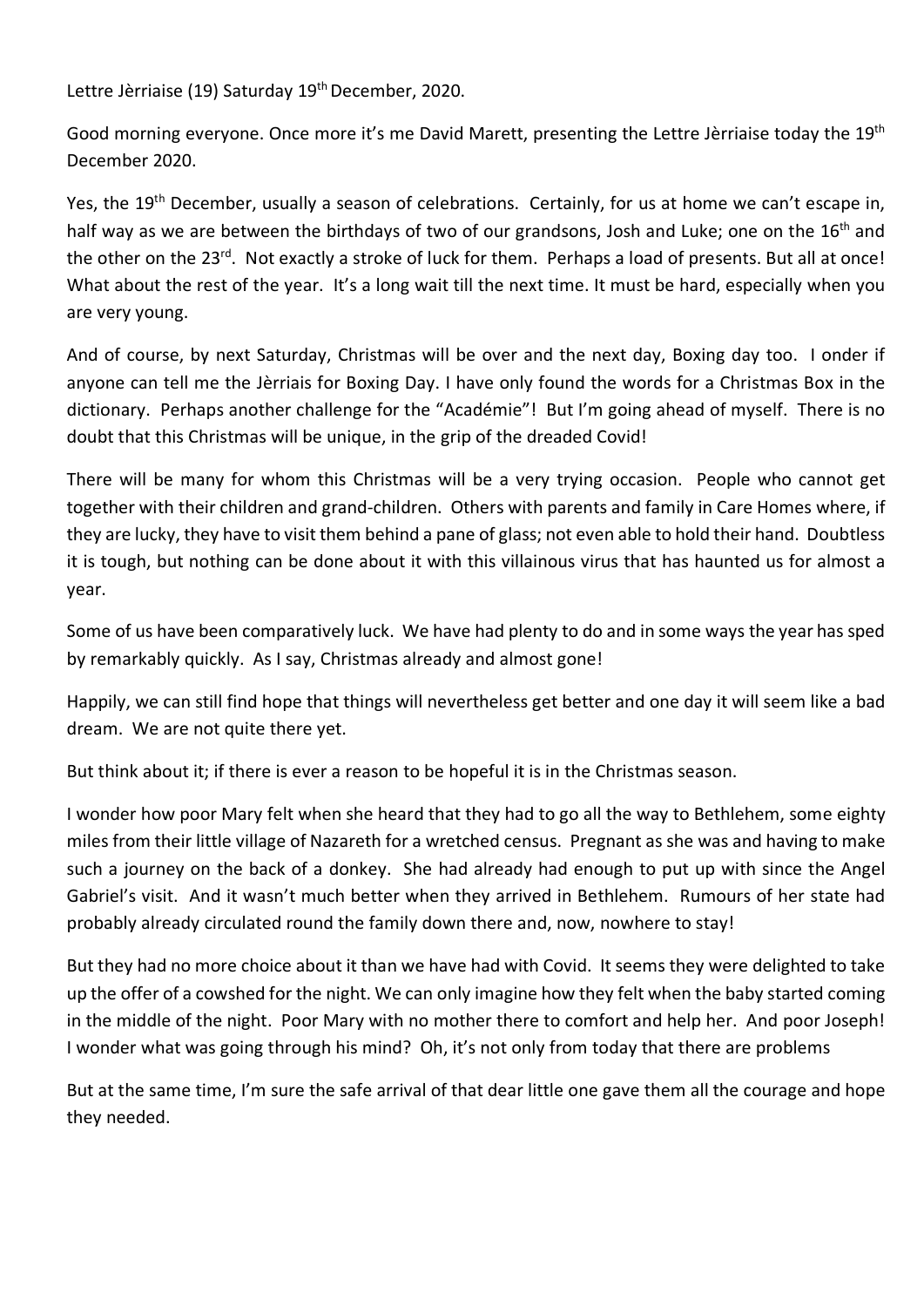Lettre Jèrriaise (19) Saturday 19th December, 2020.

Good morning everyone. Once more it's me David Marett, presenting the Lettre Jèrriaise today the 19th December 2020.

Yes, the 19th December, usually a season of celebrations. Certainly, for us at home we can't escape in, half way as we are between the birthdays of two of our grandsons, Josh and Luke; one on the 16th and the other on the 23rd. Not exactly a stroke of luck for them. Perhaps a load of presents. But all at once! What about the rest of the year. It's a long wait till the next time. It must be hard, especially when you are very young.

And of course, by next Saturday, Christmas will be over and the next day, Boxing day too. I onder if anyone can tell me the Jèrriais for Boxing Day. I have only found the words for a Christmas Box in the dictionary. Perhaps another challenge for the "Académie"! But I'm going ahead of myself. There is no doubt that this Christmas will be unique, in the grip of the dreaded Covid!

There will be many for whom this Christmas will be a very trying occasion. People who cannot get together with their children and grand-children. Others with parents and family in Care Homes where, if they are lucky, they have to visit them behind a pane of glass; not even able to hold their hand. Doubtless it is tough, but nothing can be done about it with this villainous virus that has haunted us for almost a year.

Some of us have been comparatively luck. We have had plenty to do and in some ways the year has sped by remarkably quickly. As I say, Christmas already and almost gone!

Happily, we can still find hope that things will nevertheless get better and one day it will seem like a bad dream. We are not quite there yet.

But think about it; if there is ever a reason to be hopeful it is in the Christmas season.

I wonder how poor Mary felt when she heard that they had to go all the way to Bethlehem, some eighty miles from their little village of Nazareth for a wretched census. Pregnant as she was and having to make such a journey on the back of a donkey. She had already had enough to put up with since the Angel Gabriel's visit. And it wasn't much better when they arrived in Bethlehem. Rumours of her state had probably already circulated round the family down there and, now, nowhere to stay!

But they had no more choice about it than we have had with Covid. It seems they were delighted to take up the offer of a cowshed for the night. We can only imagine how they felt when the baby started coming in the middle of the night. Poor Mary with no mother there to comfort and help her. And poor Joseph! I wonder what was going through his mind? Oh, it's not only from today that there are problems

But at the same time, I'm sure the safe arrival of that dear little one gave them all the courage and hope they needed.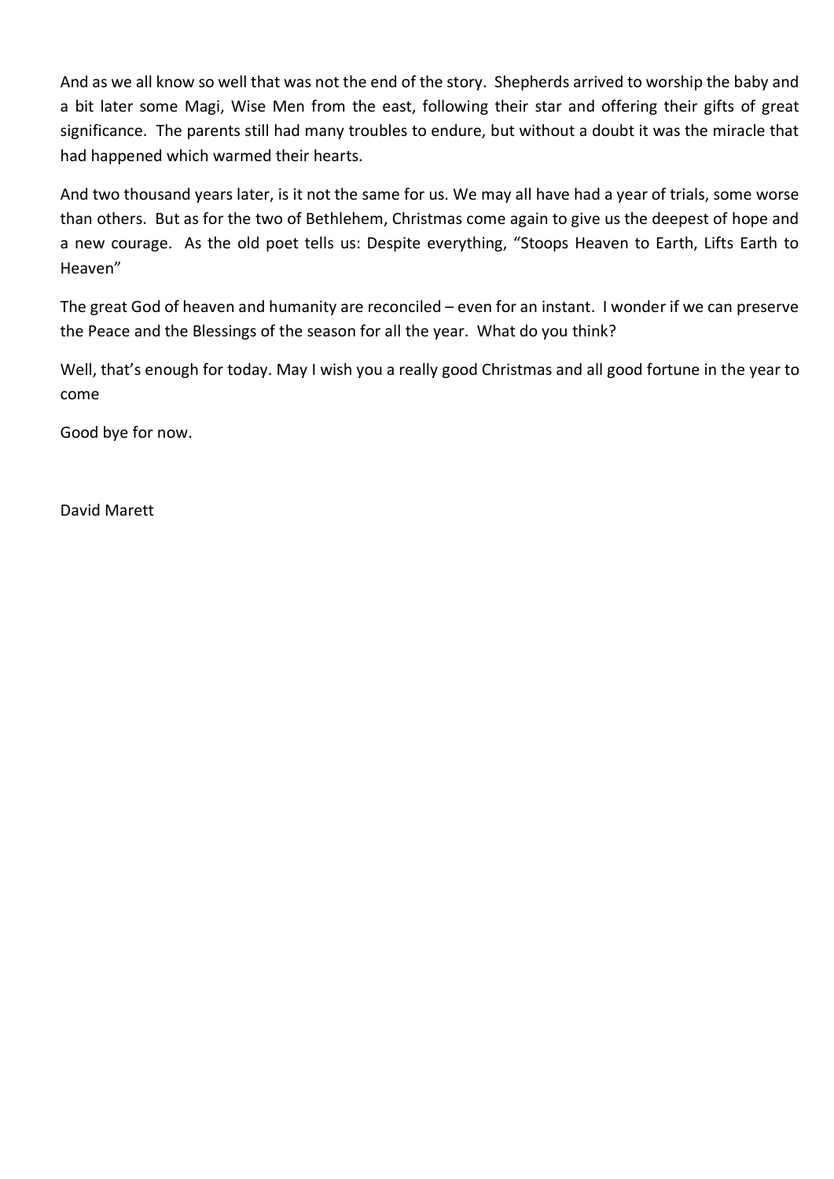And as we all know so well that was not the end of the story. Shepherds arrived to worship the baby and a bit later some Magi, Wise Men from the east, following their star and offering their gifts of great significance. The parents still had many troubles to endure, but without a doubt it was the miracle that had happened which warmed their hearts.

And two thousand years later, is it not the same for us. We may all have had a year of trials, some worse than others. But as for the two of Bethlehem, Christmas come again to give us the deepest of hope and a new courage. As the old poet tells us: Despite everything, "Stoops Heaven to Earth, Lifts Earth to Heaven"

The great God of heaven and humanity are reconciled – even for an instant. I wonder if we can preserve the Peace and the Blessings of the season for all the year. What do you think?

Well, that's enough for today. May I wish you a really good Christmas and all good fortune in the year to come

Good bye for now.

David Marett